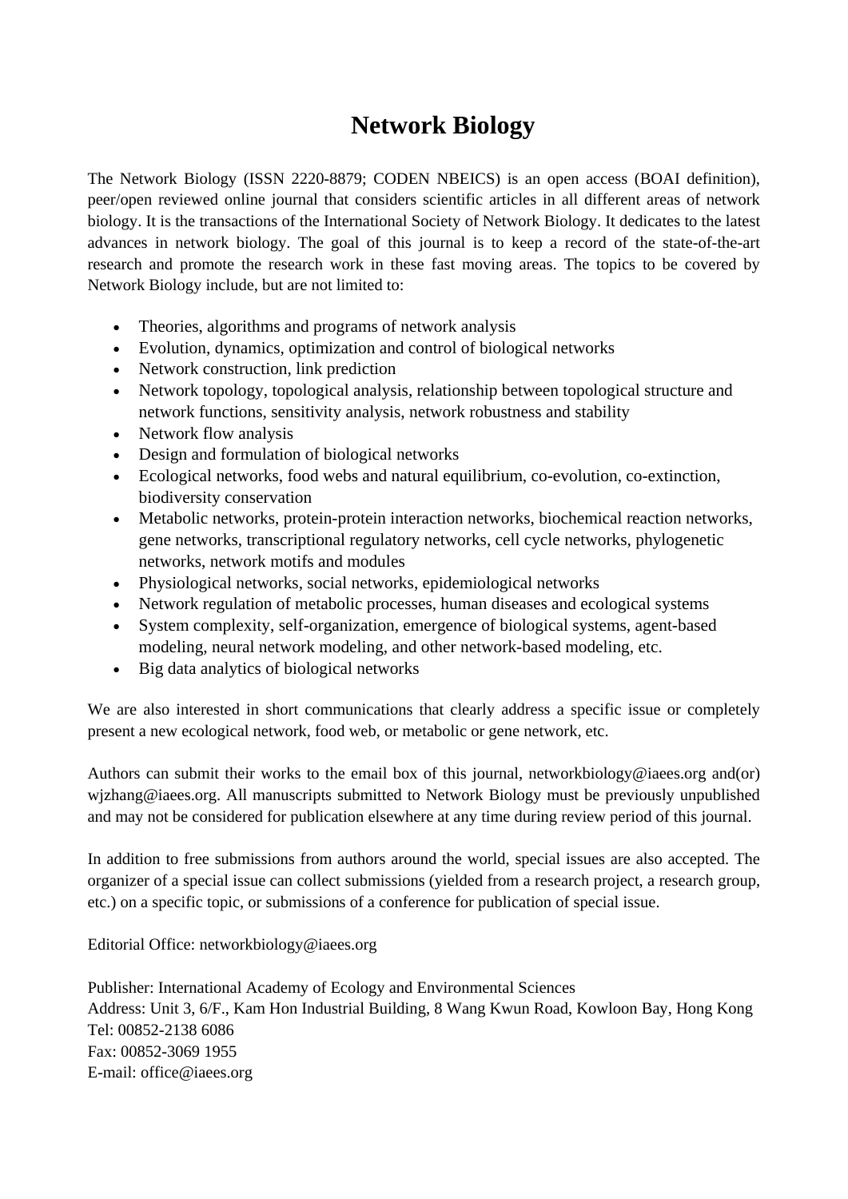# Network Biology

The Network Biology (ISSN 2220-8879; CODEN NBEICS) is an open access (BOAI definition), peer/open reviewed online journal that considers scientific articles in all different areas of network biology. It is the transactions of the International Society of Network Biology. It dedicates to the latest advances in network biology. The goal of this journal is to keep a record of the state-of-the-art research and promote the research work in these fast moving areas. The topics to be covered by Network Biology include, but are not limited to:

- Theories, algorithms and programs of network analysis
- Evolution, dynamics, optimization and control of biological networks
- Network construction, link prediction
- Network topology, topological analysis, relationship between topological structure and network functions, sensitivity analysis, network robustness and stability
- Network flow analysis
- Design and formulation of biological networks
- Ecological networks, food webs and natural equilibrium, co-evolution, co-extinction, biodiversity conservation
- Metabolic networks, protein-protein interaction networks, biochemical reaction networks, gene networks, transcriptional regulatory networks, cell cycle networks, phylogenetic networks, network motifs and modules
- Physiological networks, social networks, epidemiological networks
- Network regulation of metabolic processes, human diseases and ecological systems
- System complexity, self-organization, emergence of biological systems, agent-based modeling, neural network modeling, and other network-based modeling, etc.
- Big data analytics of biological networks

We are also interested in short communications that clearly address a specific issue or completely present a new ecological network, food web, or metabolic or gene network, etc.

Authors can submit their works to the email box of this journal, networkbiology@iaees.org and(or) wjzhang@iaees.org. All manuscripts submitted to Network Biology must be previously unpublished and may not be considered for publication elsewhere at any time during review period of this journal.

In addition to free submissions from authors around the world, special issues are also accepted. The organizer of a special issue can collect submissions (yielded from a research project, a research group, etc.) on a specific topic, or submissions of a conference for publication of special issue.

Editorial Office: networkbiology@iaees.org

Publisher: International Academy of Ecology and Environmental Sciences  
Address: Unit 3, 6/F., Kam Hon Industrial Building, 8 Wang Kwun Road, Kowloon Bay, Hong Kong  
Tel: 00852-2138 6086  
Fax: 00852-3069 1955  
E-mail: office@iaees.org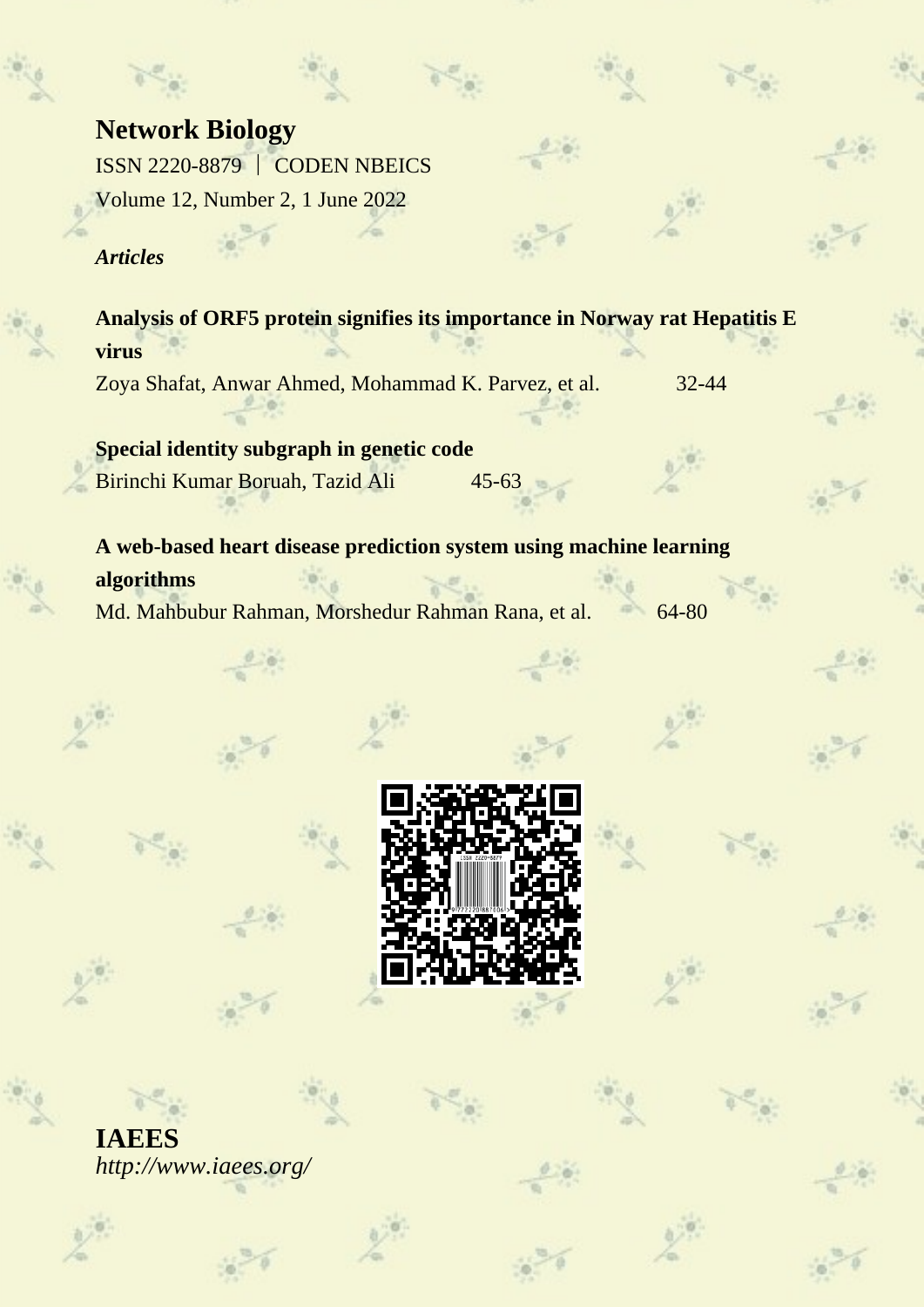# Network Biology

ISSN 2220-8879 | CODEN NBEICS

Volume 12, Number 2, 1 June 2022

*Articles*

**Analysis of ORF5 protein signifies its importance in Norway rat Hepatitis E virus**

Zoya Shafat, Anwar Ahmed, Mohammad K. Parvez, et al. 32-44

**Special identity subgraph in genetic code**

Birinchi Kumar Boruah, Tazid Ali 45-63

**A web-based heart disease prediction system using machine learning algorithms**

Md. Mahbubur Rahman, Morshedur Rahman Rana, et al. 64-80

**IAEES**

*http://www.iaees.org/*